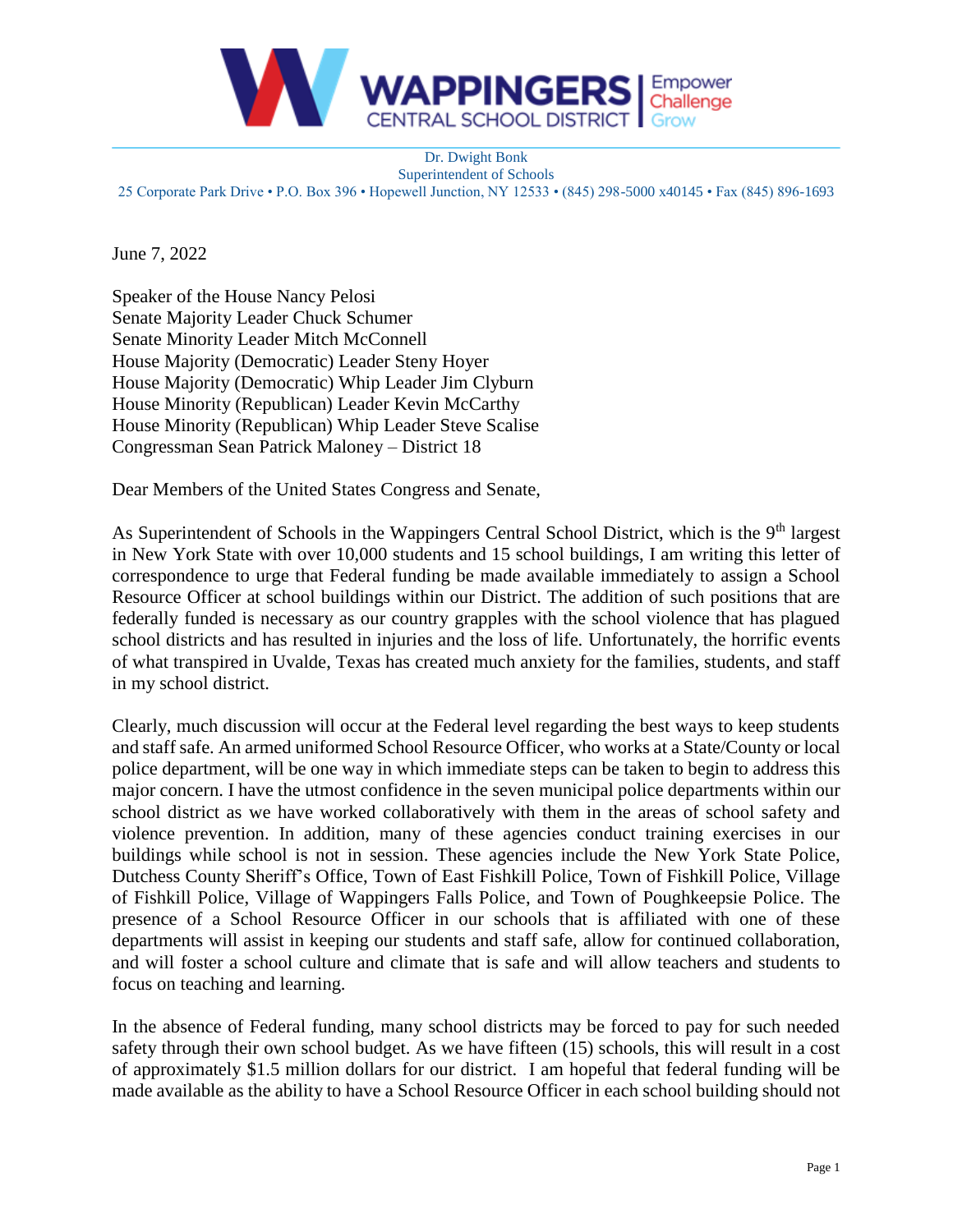**WAPPINGERS CENTRAL SCHOOL DISTRICT** | Empower Challenge Grow

Dr. Dwight Bonk
Superintendent of Schools
25 Corporate Park Drive • P.O. Box 396 • Hopewell Junction, NY 12533 • (845) 298-5000 x40145 • Fax (845) 896-1693

June 7, 2022

Speaker of the House Nancy Pelosi
Senate Majority Leader Chuck Schumer
Senate Minority Leader Mitch McConnell
House Majority (Democratic) Leader Steny Hoyer
House Majority (Democratic) Whip Leader Jim Clyburn
House Minority (Republican) Leader Kevin McCarthy
House Minority (Republican) Whip Leader Steve Scalise
Congressman Sean Patrick Maloney – District 18

Dear Members of the United States Congress and Senate,

As Superintendent of Schools in the Wappingers Central School District, which is the 9th largest in New York State with over 10,000 students and 15 school buildings, I am writing this letter of correspondence to urge that Federal funding be made available immediately to assign a School Resource Officer at school buildings within our District. The addition of such positions that are federally funded is necessary as our country grapples with the school violence that has plagued school districts and has resulted in injuries and the loss of life. Unfortunately, the horrific events of what transpired in Uvalde, Texas has created much anxiety for the families, students, and staff in my school district.

Clearly, much discussion will occur at the Federal level regarding the best ways to keep students and staff safe. An armed uniformed School Resource Officer, who works at a State/County or local police department, will be one way in which immediate steps can be taken to begin to address this major concern. I have the utmost confidence in the seven municipal police departments within our school district as we have worked collaboratively with them in the areas of school safety and violence prevention. In addition, many of these agencies conduct training exercises in our buildings while school is not in session. These agencies include the New York State Police, Dutchess County Sheriff's Office, Town of East Fishkill Police, Town of Fishkill Police, Village of Fishkill Police, Village of Wappingers Falls Police, and Town of Poughkeepsie Police. The presence of a School Resource Officer in our schools that is affiliated with one of these departments will assist in keeping our students and staff safe, allow for continued collaboration, and will foster a school culture and climate that is safe and will allow teachers and students to focus on teaching and learning.

In the absence of Federal funding, many school districts may be forced to pay for such needed safety through their own school budget. As we have fifteen (15) schools, this will result in a cost of approximately $1.5 million dollars for our district. I am hopeful that federal funding will be made available as the ability to have a School Resource Officer in each school building should not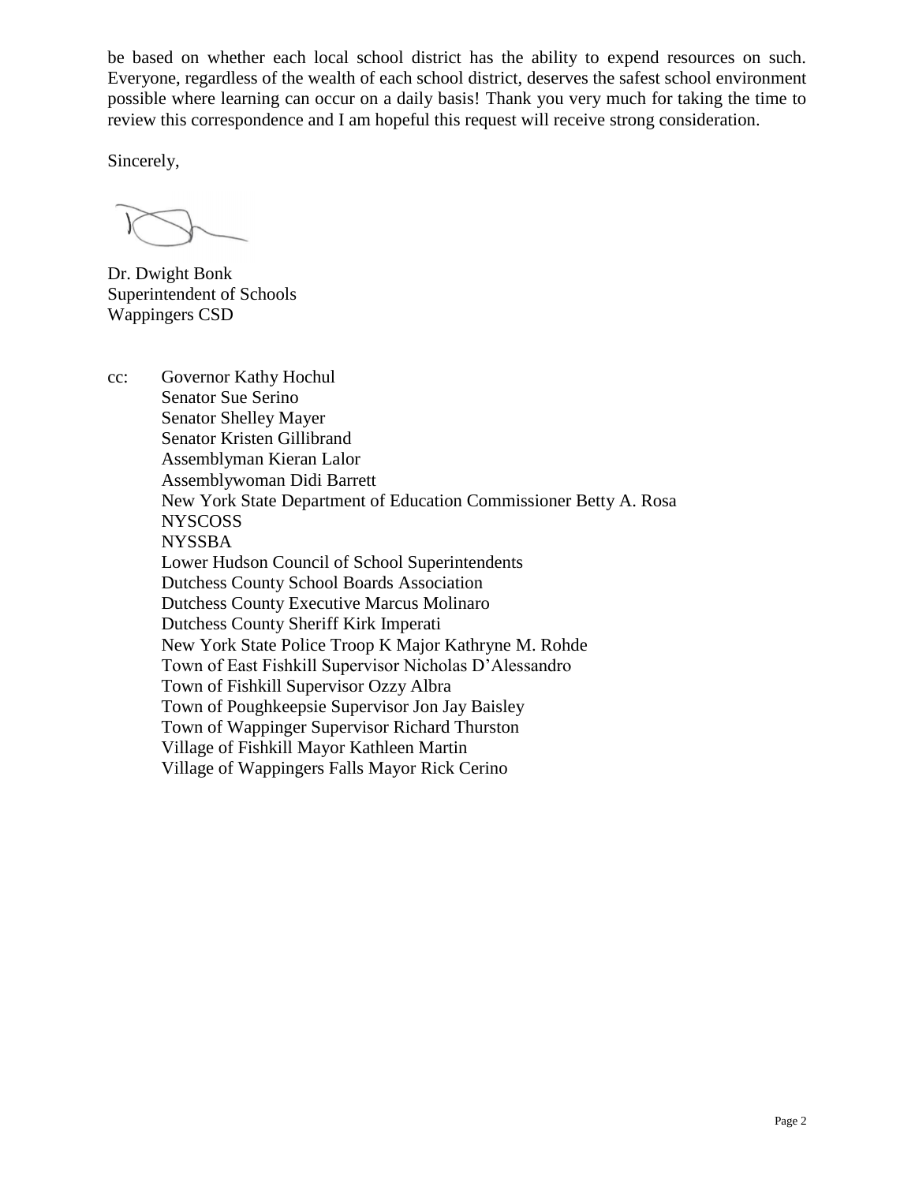be based on whether each local school district has the ability to expend resources on such. Everyone, regardless of the wealth of each school district, deserves the safest school environment possible where learning can occur on a daily basis! Thank you very much for taking the time to review this correspondence and I am hopeful this request will receive strong consideration.

Sincerely,

Dr. Dwight Bonk
Superintendent of Schools
Wappingers CSD

cc: Governor Kathy Hochul
Senator Sue Serino
Senator Shelley Mayer
Senator Kristen Gillibrand
Assemblyman Kieran Lalor
Assemblywoman Didi Barrett
New York State Department of Education Commissioner Betty A. Rosa
NYSCOSS
NYSSBA
Lower Hudson Council of School Superintendents
Dutchess County School Boards Association
Dutchess County Executive Marcus Molinaro
Dutchess County Sheriff Kirk Imperati
New York State Police Troop K Major Kathryne M. Rohde
Town of East Fishkill Supervisor Nicholas D'Alessandro
Town of Fishkill Supervisor Ozzy Albra
Town of Poughkeepsie Supervisor Jon Jay Baisley
Town of Wappinger Supervisor Richard Thurston
Village of Fishkill Mayor Kathleen Martin
Village of Wappingers Falls Mayor Rick Cerino